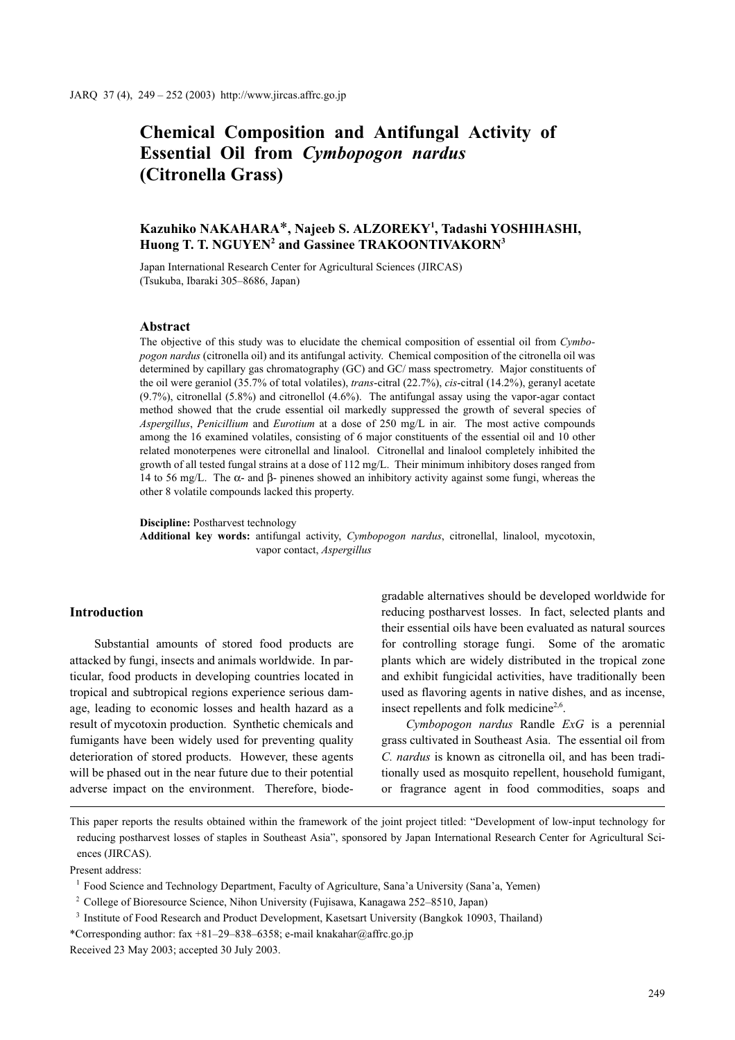# Chemical Composition and Antifungal Activity of Essential Oil from *Cymbopogon nardus* (Citronella Grass)

**Kazuhiko NAKAHARA\*, Najeeb S. ALZOREKY[1], Tadashi YOSHIHASHI, Huong T. T. NGUYEN[2] and Gassinee TRAKOONTIVAKORN[3]**

Japan International Research Center for Agricultural Sciences (JIRCAS)
(Tsukuba, Ibaraki 305–8686, Japan)

## Abstract

The objective of this study was to elucidate the chemical composition of essential oil from *Cymbopogon nardus* (citronella oil) and its antifungal activity. Chemical composition of the citronella oil was determined by capillary gas chromatography (GC) and GC/ mass spectrometry. Major constituents of the oil were geraniol (35.7% of total volatiles), *trans*-citral (22.7%), *cis*-citral (14.2%), geranyl acetate (9.7%), citronellal (5.8%) and citronellol (4.6%). The antifungal assay using the vapor-agar contact method showed that the crude essential oil markedly suppressed the growth of several species of *Aspergillus*, *Penicillium* and *Eurotium* at a dose of 250 mg/L in air. The most active compounds among the 16 examined volatiles, consisting of 6 major constituents of the essential oil and 10 other related monoterpenes were citronellal and linalool. Citronellal and linalool completely inhibited the growth of all tested fungal strains at a dose of 112 mg/L. Their minimum inhibitory doses ranged from 14 to 56 mg/L. The α- and β- pinenes showed an inhibitory activity against some fungi, whereas the other 8 volatile compounds lacked this property.

**Discipline:** Postharvest technology
**Additional key words:** antifungal activity, *Cymbopogon nardus*, citronellal, linalool, mycotoxin, vapor contact, *Aspergillus*

## Introduction

Substantial amounts of stored food products are attacked by fungi, insects and animals worldwide. In particular, food products in developing countries located in tropical and subtropical regions experience serious damage, leading to economic losses and health hazard as a result of mycotoxin production. Synthetic chemicals and fumigants have been widely used for preventing quality deterioration of stored products. However, these agents will be phased out in the near future due to their potential adverse impact on the environment. Therefore, biodegradable alternatives should be developed worldwide for reducing postharvest losses. In fact, selected plants and their essential oils have been evaluated as natural sources for controlling storage fungi. Some of the aromatic plants which are widely distributed in the tropical zone and exhibit fungicidal activities, have traditionally been used as flavoring agents in native dishes, and as incense, insect repellents and folk medicine[2,6].

*Cymbopogon nardus* Randle *ExG* is a perennial grass cultivated in Southeast Asia. The essential oil from *C. nardus* is known as citronella oil, and has been traditionally used as mosquito repellent, household fumigant, or fragrance agent in food commodities, soaps and

---

This paper reports the results obtained within the framework of the joint project titled: "Development of low-input technology for reducing postharvest losses of staples in Southeast Asia", sponsored by Japan International Research Center for Agricultural Sciences (JIRCAS).

Present address:

[1] Food Science and Technology Department, Faculty of Agriculture, Sana'a University (Sana'a, Yemen)

[2] College of Bioresource Science, Nihon University (Fujisawa, Kanagawa 252–8510, Japan)

[3] Institute of Food Research and Product Development, Kasetsart University (Bangkok 10903, Thailand)

\*Corresponding author: fax +81–29–838–6358; e-mail knakahar@affrc.go.jp

Received 23 May 2003; accepted 30 July 2003.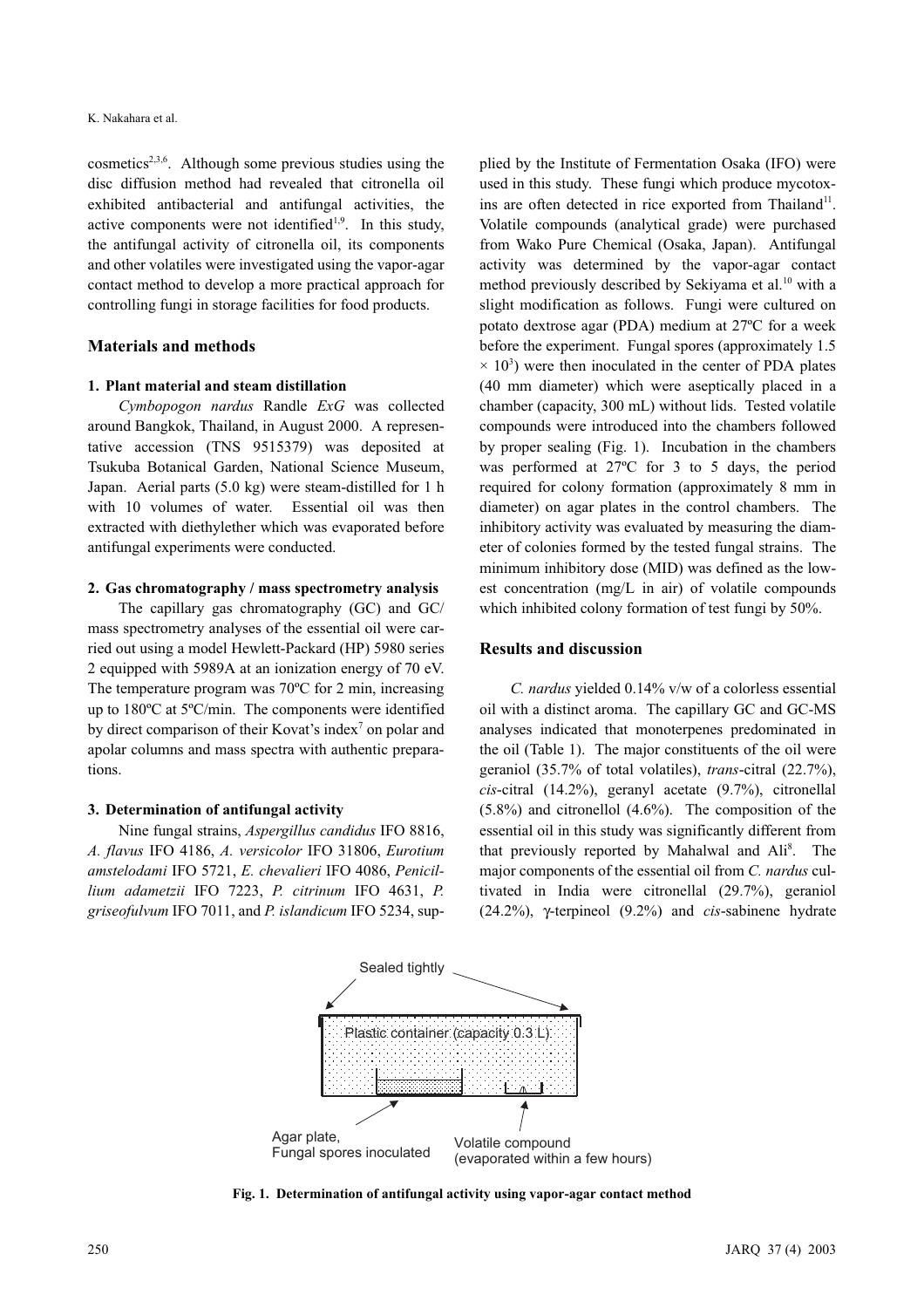cosmetics[2,3,6]. Although some previous studies using the disc diffusion method had revealed that citronella oil exhibited antibacterial and antifungal activities, the active components were not identified[1,9]. In this study, the antifungal activity of citronella oil, its components and other volatiles were investigated using the vapor-agar contact method to develop a more practical approach for controlling fungi in storage facilities for food products.

## Materials and methods

### 1. Plant material and steam distillation

*Cymbopogon nardus* Randle *ExG* was collected around Bangkok, Thailand, in August 2000. A representative accession (TNS 9515379) was deposited at Tsukuba Botanical Garden, National Science Museum, Japan. Aerial parts (5.0 kg) were steam-distilled for 1 h with 10 volumes of water. Essential oil was then extracted with diethylether which was evaporated before antifungal experiments were conducted.

### 2. Gas chromatography / mass spectrometry analysis

The capillary gas chromatography (GC) and GC/mass spectrometry analyses of the essential oil were carried out using a model Hewlett-Packard (HP) 5980 series 2 equipped with 5989A at an ionization energy of 70 eV. The temperature program was 70ºC for 2 min, increasing up to 180ºC at 5ºC/min. The components were identified by direct comparison of their Kovat's index[7] on polar and apolar columns and mass spectra with authentic preparations.

### 3. Determination of antifungal activity

Nine fungal strains, *Aspergillus candidus* IFO 8816, *A. flavus* IFO 4186, *A. versicolor* IFO 31806, *Eurotium amstelodami* IFO 5721, *E. chevalieri* IFO 4086, *Penicillium adametzii* IFO 7223, *P. citrinum* IFO 4631, *P. griseofulvum* IFO 7011, and *P. islandicum* IFO 5234, supplied by the Institute of Fermentation Osaka (IFO) were used in this study. These fungi which produce mycotoxins are often detected in rice exported from Thailand[11]. Volatile compounds (analytical grade) were purchased from Wako Pure Chemical (Osaka, Japan). Antifungal activity was determined by the vapor-agar contact method previously described by Sekiyama et al.[10] with a slight modification as follows. Fungi were cultured on potato dextrose agar (PDA) medium at 27ºC for a week before the experiment. Fungal spores (approximately $1.5 \times 10^3$) were then inoculated in the center of PDA plates (40 mm diameter) which were aseptically placed in a chamber (capacity, 300 mL) without lids. Tested volatile compounds were introduced into the chambers followed by proper sealing (Fig. 1). Incubation in the chambers was performed at 27ºC for 3 to 5 days, the period required for colony formation (approximately 8 mm in diameter) on agar plates in the control chambers. The inhibitory activity was evaluated by measuring the diameter of colonies formed by the tested fungal strains. The minimum inhibitory dose (MID) was defined as the lowest concentration (mg/L in air) of volatile compounds which inhibited colony formation of test fungi by 50%.

## Results and discussion

*C. nardus* yielded 0.14% v/w of a colorless essential oil with a distinct aroma. The capillary GC and GC-MS analyses indicated that monoterpenes predominated in the oil (Table 1). The major constituents of the oil were geraniol (35.7% of total volatiles), *trans*-citral (22.7%), *cis*-citral (14.2%), geranyl acetate (9.7%), citronellal (5.8%) and citronellol (4.6%). The composition of the essential oil in this study was significantly different from that previously reported by Mahalwal and Ali[8]. The major components of the essential oil from *C. nardus* cultivated in India were citronellal (29.7%), geraniol (24.2%), γ-terpineol (9.2%) and *cis*-sabinene hydrate

Sealed tightly

Plastic container (capacity 0.3 L)

Agar plate, Fungal spores inoculated

Volatile compound (evaporated within a few hours)

**Fig. 1. Determination of antifungal activity using vapor-agar contact method**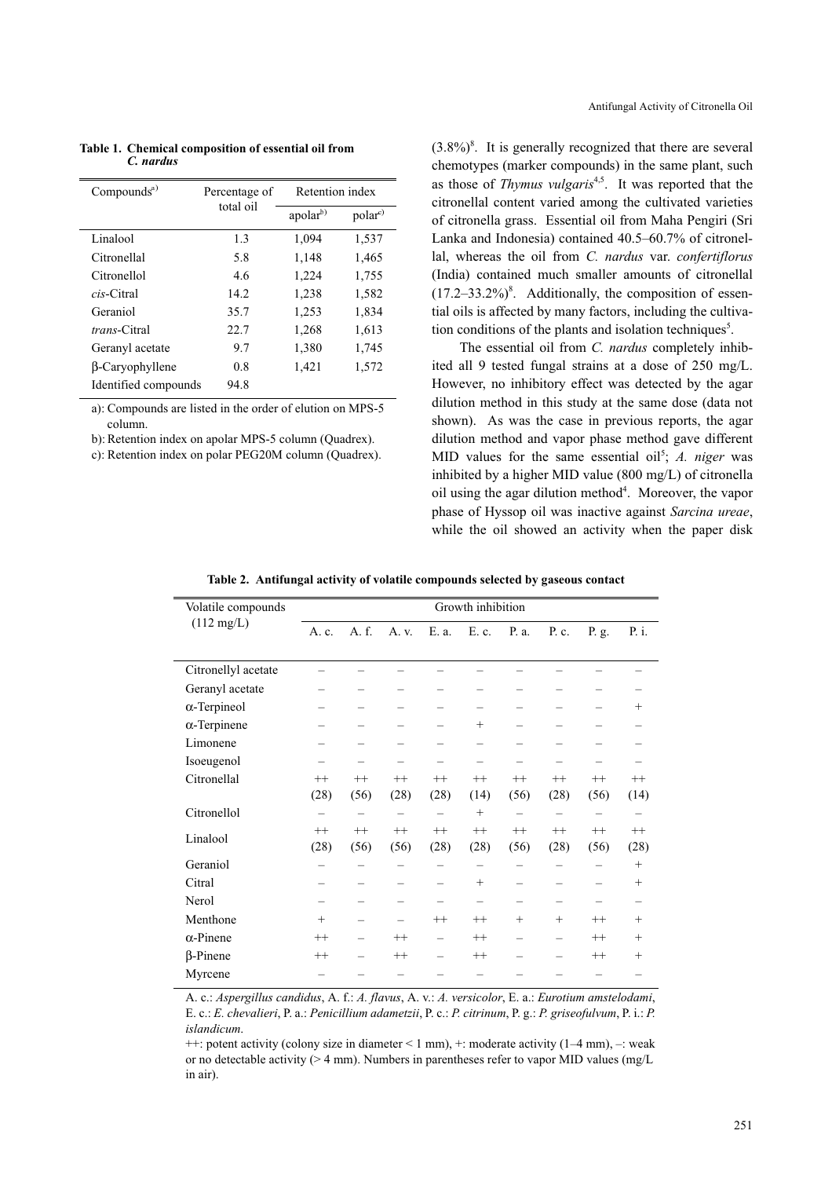**Table 1. Chemical composition of essential oil from *C. nardus***

| Compounds[a)] | Percentage of total oil | Retention index | |
|---|---|---|---|
| | | apolar[b)] | polar[c)] |
| Linalool | 1.3 | 1,094 | 1,537 |
| Citronellal | 5.8 | 1,148 | 1,465 |
| Citronellol | 4.6 | 1,224 | 1,755 |
| *cis*-Citral | 14.2 | 1,238 | 1,582 |
| Geraniol | 35.7 | 1,253 | 1,834 |
| *trans*-Citral | 22.7 | 1,268 | 1,613 |
| Geranyl acetate | 9.7 | 1,380 | 1,745 |
| β-Caryophyllene | 0.8 | 1,421 | 1,572 |
| Identified compounds | 94.8 | | |

a): Compounds are listed in the order of elution on MPS-5 column.

b): Retention index on apolar MPS-5 column (Quadrex).

c): Retention index on polar PEG20M column (Quadrex).

(3.8%)[8]. It is generally recognized that there are several chemotypes (marker compounds) in the same plant, such as those of *Thymus vulgaris*[4,5]. It was reported that the citronellal content varied among the cultivated varieties of citronella grass. Essential oil from Maha Pengiri (Sri Lanka and Indonesia) contained 40.5–60.7% of citronellal, whereas the oil from *C. nardus* var. *confertiflorus* (India) contained much smaller amounts of citronellal (17.2–33.2%)[8]. Additionally, the composition of essential oils is affected by many factors, including the cultivation conditions of the plants and isolation techniques[5].

The essential oil from *C. nardus* completely inhibited all 9 tested fungal strains at a dose of 250 mg/L. However, no inhibitory effect was detected by the agar dilution method in this study at the same dose (data not shown). As was the case in previous reports, the agar dilution method and vapor phase method gave different MID values for the same essential oil[5]; *A. niger* was inhibited by a higher MID value (800 mg/L) of citronella oil using the agar dilution method[4]. Moreover, the vapor phase of Hyssop oil was inactive against *Sarcina ureae*, while the oil showed an activity when the paper disk

**Table 2. Antifungal activity of volatile compounds selected by gaseous contact**

| Volatile compounds (112 mg/L) | Growth inhibition | | | | | | | | |
|---|---|---|---|---|---|---|---|---|---|
| | A. c. | A. f. | A. v. | E. a. | E. c. | P. a. | P. c. | P. g. | P. i. |
| Citronellyl acetate | – | – | – | – | – | – | – | – | – |
| Geranyl acetate | – | – | – | – | – | – | – | – | – |
| α-Terpineol | – | – | – | – | – | – | – | – | + |
| α-Terpinene | – | – | – | – | + | – | – | – | – |
| Limonene | – | – | – | – | – | – | – | – | – |
| Isoeugenol | – | – | – | – | – | – | – | – | – |
| Citronellal | ++ (28) | ++ (56) | ++ (28) | ++ (28) | ++ (14) | ++ (56) | ++ (28) | ++ (56) | ++ (14) |
| Citronellol | – | – | – | – | + | – | – | – | – |
| Linalool | ++ (28) | ++ (56) | ++ (56) | ++ (28) | ++ (28) | ++ (56) | ++ (28) | ++ (56) | ++ (28) |
| Geraniol | – | – | – | – | – | – | – | – | + |
| Citral | – | – | – | – | + | – | – | – | + |
| Nerol | – | – | – | – | – | – | – | – | – |
| Menthone | + | – | – | ++ | ++ | + | + | ++ | + |
| α-Pinene | ++ | – | ++ | – | ++ | – | – | ++ | + |
| β-Pinene | ++ | – | ++ | – | ++ | – | – | ++ | + |
| Myrcene | – | – | – | – | – | – | – | – | – |

A. c.: *Aspergillus candidus*, A. f.: *A. flavus*, A. v.: *A. versicolor*, E. a.: *Eurotium amstelodami*, E. c.: *E. chevalieri*, P. a.: *Penicillium adametzii*, P. c.: *P. citrinum*, P. g.: *P. griseofulvum*, P. i.: *P. islandicum*.

++: potent activity (colony size in diameter < 1 mm), +: moderate activity (1–4 mm), –: weak or no detectable activity (> 4 mm). Numbers in parentheses refer to vapor MID values (mg/L in air).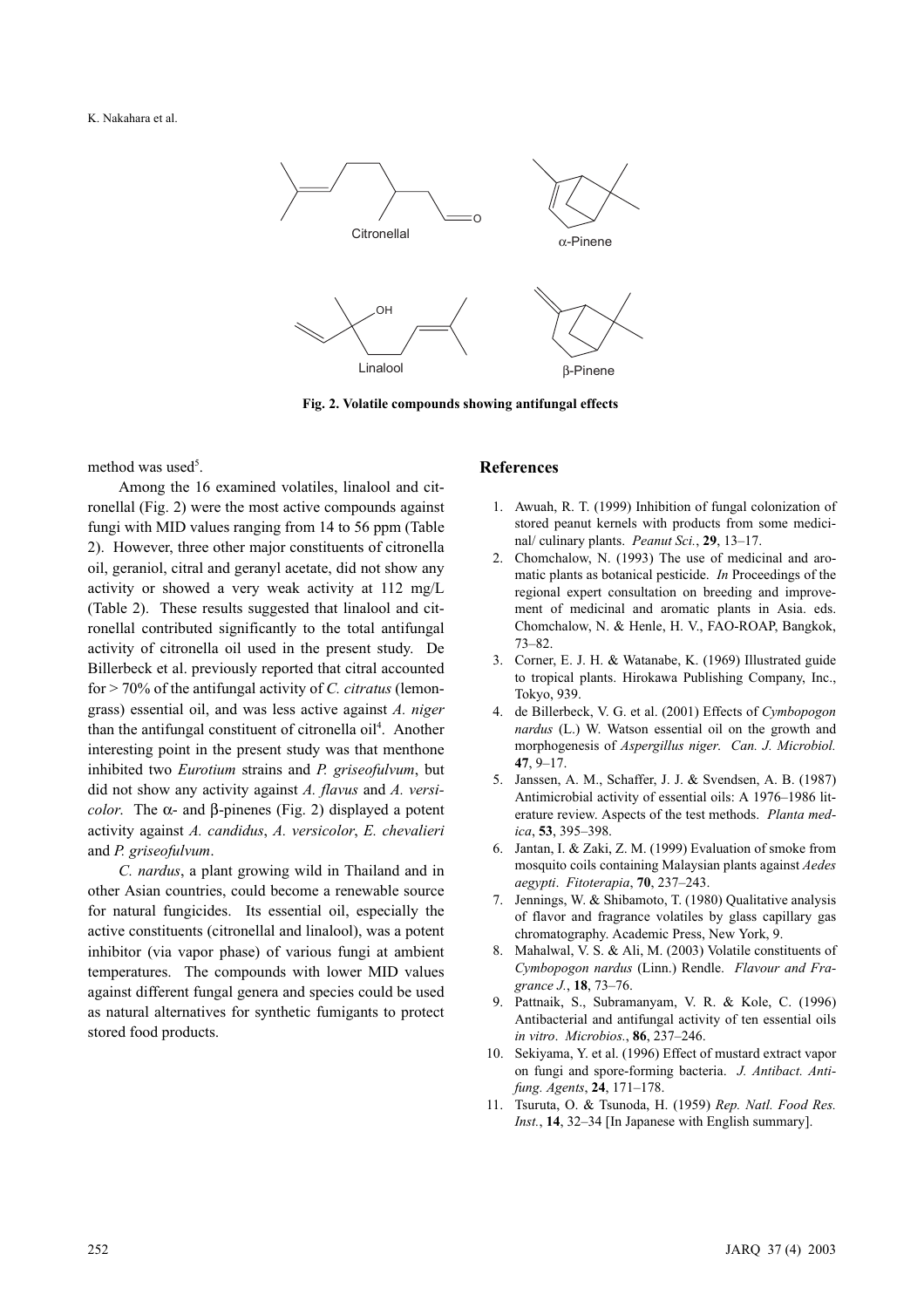Citronellal

α-Pinene

Linalool

β-Pinene

**Fig. 2. Volatile compounds showing antifungal effects**

method was used[5].

Among the 16 examined volatiles, linalool and citronellal (Fig. 2) were the most active compounds against fungi with MID values ranging from 14 to 56 ppm (Table 2). However, three other major constituents of citronella oil, geraniol, citral and geranyl acetate, did not show any activity or showed a very weak activity at 112 mg/L (Table 2). These results suggested that linalool and citronellal contributed significantly to the total antifungal activity of citronella oil used in the present study. De Billerbeck et al. previously reported that citral accounted for > 70% of the antifungal activity of *C. citratus* (lemongrass) essential oil, and was less active against *A. niger* than the antifungal constituent of citronella oil[4]. Another interesting point in the present study was that menthone inhibited two *Eurotium* strains and *P. griseofulvum*, but did not show any activity against *A. flavus* and *A. versicolor*. The α- and β-pinenes (Fig. 2) displayed a potent activity against *A. candidus*, *A. versicolor*, *E. chevalieri* and *P. griseofulvum*.

*C. nardus*, a plant growing wild in Thailand and in other Asian countries, could become a renewable source for natural fungicides. Its essential oil, especially the active constituents (citronellal and linalool), was a potent inhibitor (via vapor phase) of various fungi at ambient temperatures. The compounds with lower MID values against different fungal genera and species could be used as natural alternatives for synthetic fumigants to protect stored food products.

## References

1. Awuah, R. T. (1999) Inhibition of fungal colonization of stored peanut kernels with products from some medicinal/ culinary plants. *Peanut Sci.*, **29**, 13–17.
2. Chomchalow, N. (1993) The use of medicinal and aromatic plants as botanical pesticide. *In* Proceedings of the regional expert consultation on breeding and improvement of medicinal and aromatic plants in Asia. eds. Chomchalow, N. & Henle, H. V., FAO-ROAP, Bangkok, 73–82.
3. Corner, E. J. H. & Watanabe, K. (1969) Illustrated guide to tropical plants. Hirokawa Publishing Company, Inc., Tokyo, 939.
4. de Billerbeck, V. G. et al. (2001) Effects of *Cymbopogon nardus* (L.) W. Watson essential oil on the growth and morphogenesis of *Aspergillus niger*. *Can. J. Microbiol.* **47**, 9–17.
5. Janssen, A. M., Schaffer, J. J. & Svendsen, A. B. (1987) Antimicrobial activity of essential oils: A 1976–1986 literature review. Aspects of the test methods. *Planta medica*, **53**, 395–398.
6. Jantan, I. & Zaki, Z. M. (1999) Evaluation of smoke from mosquito coils containing Malaysian plants against *Aedes aegypti*. *Fitoterapia*, **70**, 237–243.
7. Jennings, W. & Shibamoto, T. (1980) Qualitative analysis of flavor and fragrance volatiles by glass capillary gas chromatography. Academic Press, New York, 9.
8. Mahalwal, V. S. & Ali, M. (2003) Volatile constituents of *Cymbopogon nardus* (Linn.) Rendle. *Flavour and Fragrance J.*, **18**, 73–76.
9. Pattnaik, S., Subramanyam, V. R. & Kole, C. (1996) Antibacterial and antifungal activity of ten essential oils *in vitro*. *Microbios.*, **86**, 237–246.
10. Sekiyama, Y. et al. (1996) Effect of mustard extract vapor on fungi and spore-forming bacteria. *J. Antibact. Antifung. Agents*, **24**, 171–178.
11. Tsuruta, O. & Tsunoda, H. (1959) *Rep. Natl. Food Res. Inst.*, **14**, 32–34 [In Japanese with English summary].